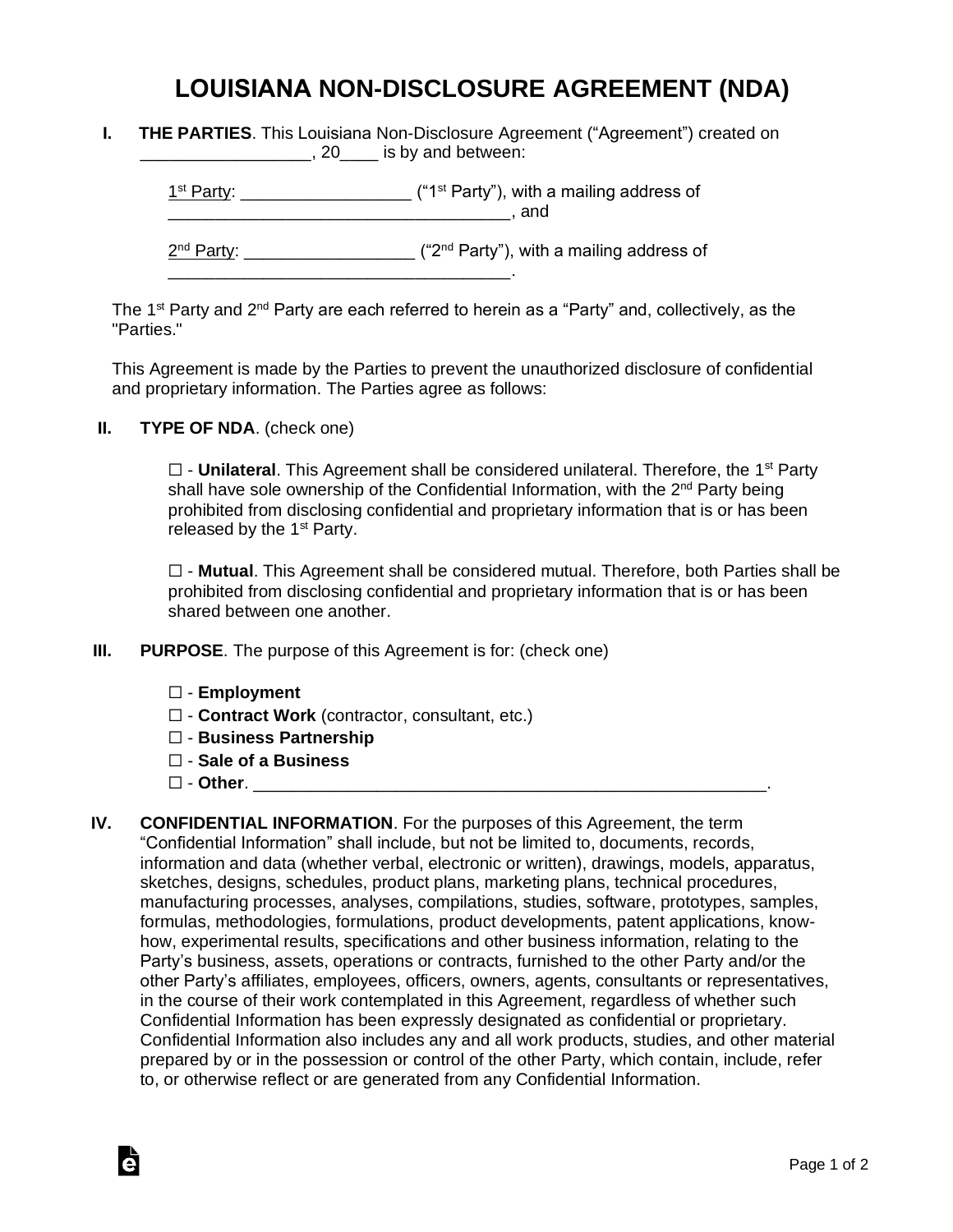# LOUISIANA NON-DISCLOSURE AGREEMENT (NDA)

**I. THE PARTIES**. This Louisiana Non-Disclosure Agreement ("Agreement") created on __________________, 20____ is by and between:

1st Party: _________________ ("1st Party"), with a mailing address of ____________________________________, and

2nd Party: _________________ ("2nd Party"), with a mailing address of ____________________________________.

The 1st Party and 2nd Party are each referred to herein as a "Party" and, collectively, as the "Parties."

This Agreement is made by the Parties to prevent the unauthorized disclosure of confidential and proprietary information. The Parties agree as follows:

**II. TYPE OF NDA**. (check one)

☐ - **Unilateral**. This Agreement shall be considered unilateral. Therefore, the 1st Party shall have sole ownership of the Confidential Information, with the 2nd Party being prohibited from disclosing confidential and proprietary information that is or has been released by the 1st Party.

☐ - **Mutual**. This Agreement shall be considered mutual. Therefore, both Parties shall be prohibited from disclosing confidential and proprietary information that is or has been shared between one another.

**III. PURPOSE**. The purpose of this Agreement is for: (check one)

☐ - **Employment**
☐ - **Contract Work** (contractor, consultant, etc.)
☐ - **Business Partnership**
☐ - **Sale of a Business**
☐ - **Other**. _______________________________________________________.

**IV. CONFIDENTIAL INFORMATION**. For the purposes of this Agreement, the term "Confidential Information" shall include, but not be limited to, documents, records, information and data (whether verbal, electronic or written), drawings, models, apparatus, sketches, designs, schedules, product plans, marketing plans, technical procedures, manufacturing processes, analyses, compilations, studies, software, prototypes, samples, formulas, methodologies, formulations, product developments, patent applications, know-how, experimental results, specifications and other business information, relating to the Party's business, assets, operations or contracts, furnished to the other Party and/or the other Party's affiliates, employees, officers, owners, agents, consultants or representatives, in the course of their work contemplated in this Agreement, regardless of whether such Confidential Information has been expressly designated as confidential or proprietary. Confidential Information also includes any and all work products, studies, and other material prepared by or in the possession or control of the other Party, which contain, include, refer to, or otherwise reflect or are generated from any Confidential Information.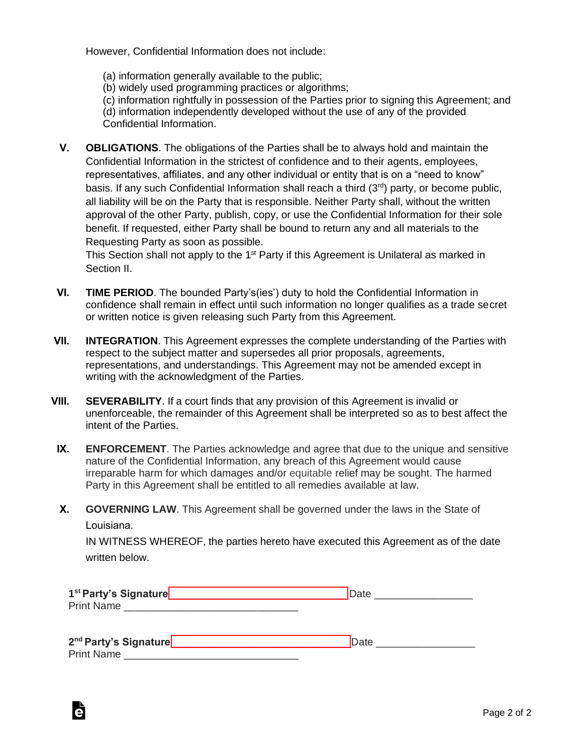However, Confidential Information does not include:

(a) information generally available to the public;
(b) widely used programming practices or algorithms;
(c) information rightfully in possession of the Parties prior to signing this Agreement; and
(d) information independently developed without the use of any of the provided Confidential Information.

V. **OBLIGATIONS**. The obligations of the Parties shall be to always hold and maintain the Confidential Information in the strictest of confidence and to their agents, employees, representatives, affiliates, and any other individual or entity that is on a "need to know" basis. If any such Confidential Information shall reach a third (3rd) party, or become public, all liability will be on the Party that is responsible. Neither Party shall, without the written approval of the other Party, publish, copy, or use the Confidential Information for their sole benefit. If requested, either Party shall be bound to return any and all materials to the Requesting Party as soon as possible.
This Section shall not apply to the 1st Party if this Agreement is Unilateral as marked in Section II.

VI. **TIME PERIOD**. The bounded Party's(ies') duty to hold the Confidential Information in confidence shall remain in effect until such information no longer qualifies as a trade secret or written notice is given releasing such Party from this Agreement.

VII. **INTEGRATION**. This Agreement expresses the complete understanding of the Parties with respect to the subject matter and supersedes all prior proposals, agreements, representations, and understandings. This Agreement may not be amended except in writing with the acknowledgment of the Parties.

VIII. **SEVERABILITY**. If a court finds that any provision of this Agreement is invalid or unenforceable, the remainder of this Agreement shall be interpreted so as to best affect the intent of the Parties.

IX. **ENFORCEMENT**. The Parties acknowledge and agree that due to the unique and sensitive nature of the Confidential Information, any breach of this Agreement would cause irreparable harm for which damages and/or equitable relief may be sought. The harmed Party in this Agreement shall be entitled to all remedies available at law.

X. **GOVERNING LAW**. This Agreement shall be governed under the laws in the State of Louisiana.

IN WITNESS WHEREOF, the parties hereto have executed this Agreement as of the date written below.

**1st Party's Signature** ______________________________ Date ________________
Print Name ______________________________

**2nd Party's Signature** ______________________________ Date ________________
Print Name ______________________________